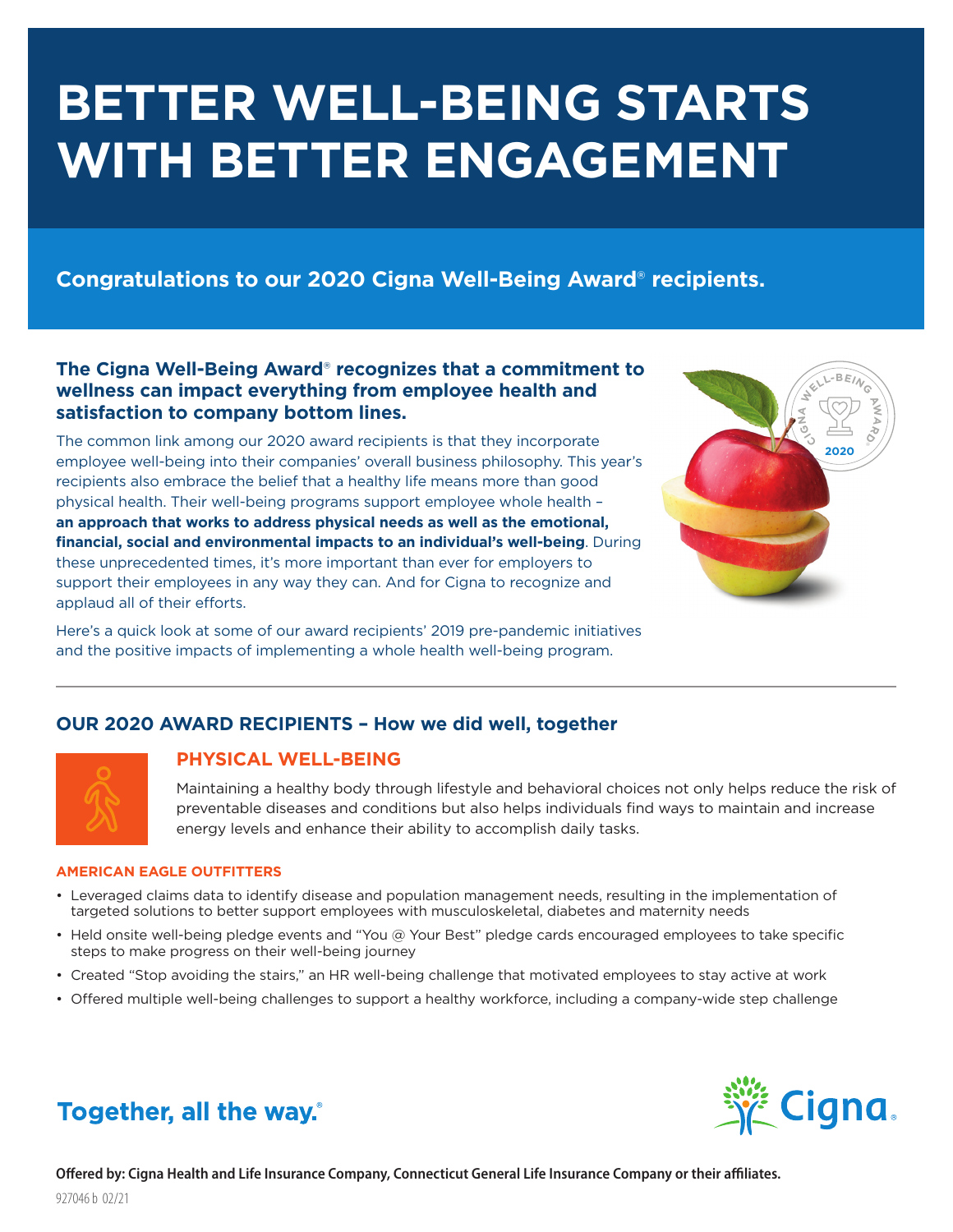# BETTER WELL-BEING STARTS WITH BETTER ENGAGEMENT

## Congratulations to our 2020 Cigna Well-Being Award® recipients.

**The Cigna Well-Being Award® recognizes that a commitment to wellness can impact everything from employee health and satisfaction to company bottom lines.**

The common link among our 2020 award recipients is that they incorporate employee well-being into their companies' overall business philosophy. This year's recipients also embrace the belief that a healthy life means more than good physical health. Their well-being programs support employee whole health – **an approach that works to address physical needs as well as the emotional, financial, social and environmental impacts to an individual's well-being**. During these unprecedented times, it's more important than ever for employers to support their employees in any way they can. And for Cigna to recognize and applaud all of their efforts.

Here's a quick look at some of our award recipients' 2019 pre-pandemic initiatives and the positive impacts of implementing a whole health well-being program.

---

## OUR 2020 AWARD RECIPIENTS – How we did well, together

### PHYSICAL WELL-BEING

Maintaining a healthy body through lifestyle and behavioral choices not only helps reduce the risk of preventable diseases and conditions but also helps individuals find ways to maintain and increase energy levels and enhance their ability to accomplish daily tasks.

#### AMERICAN EAGLE OUTFITTERS

- Leveraged claims data to identify disease and population management needs, resulting in the implementation of targeted solutions to better support employees with musculoskeletal, diabetes and maternity needs
- Held onsite well-being pledge events and "You @ Your Best" pledge cards encouraged employees to take specific steps to make progress on their well-being journey
- Created "Stop avoiding the stairs," an HR well-being challenge that motivated employees to stay active at work
- Offered multiple well-being challenges to support a healthy workforce, including a company-wide step challenge

**Together, all the way.®**

Offered by: Cigna Health and Life Insurance Company, Connecticut General Life Insurance Company or their affiliates.

927046 b 02/21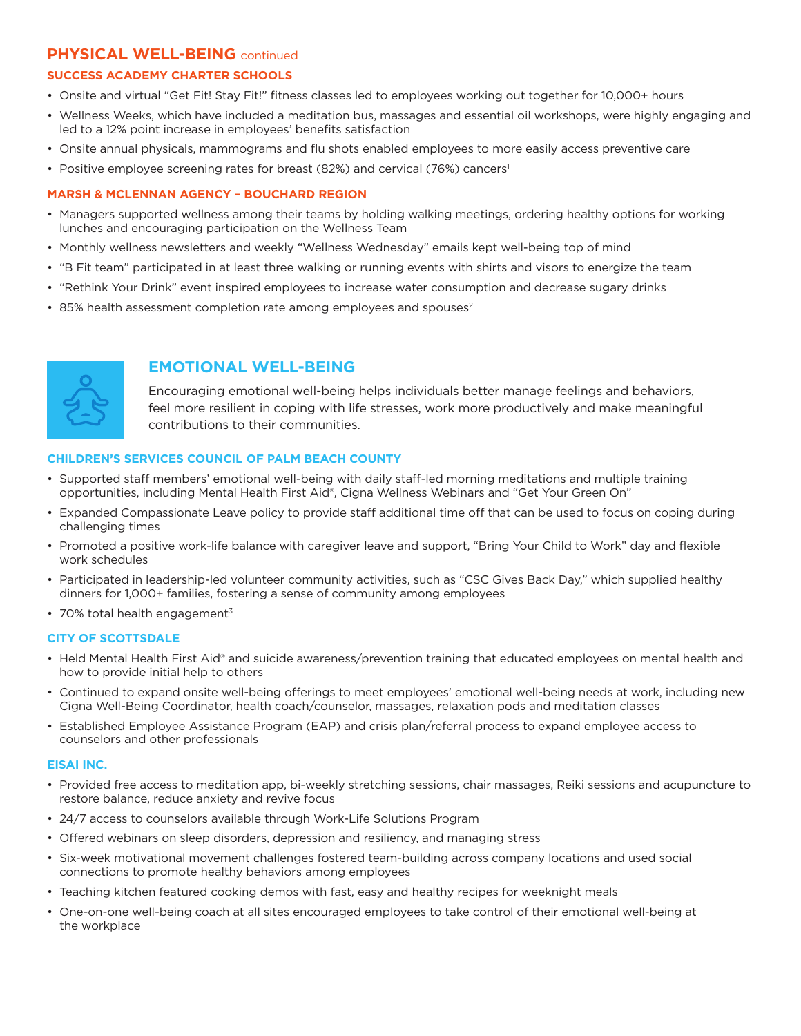## PHYSICAL WELL-BEING continued

### SUCCESS ACADEMY CHARTER SCHOOLS

- Onsite and virtual "Get Fit! Stay Fit!" fitness classes led to employees working out together for 10,000+ hours
- Wellness Weeks, which have included a meditation bus, massages and essential oil workshops, were highly engaging and led to a 12% point increase in employees' benefits satisfaction
- Onsite annual physicals, mammograms and flu shots enabled employees to more easily access preventive care
- Positive employee screening rates for breast (82%) and cervical (76%) cancers[1]

### MARSH & MCLENNAN AGENCY – BOUCHARD REGION

- Managers supported wellness among their teams by holding walking meetings, ordering healthy options for working lunches and encouraging participation on the Wellness Team
- Monthly wellness newsletters and weekly "Wellness Wednesday" emails kept well-being top of mind
- "B Fit team" participated in at least three walking or running events with shirts and visors to energize the team
- "Rethink Your Drink" event inspired employees to increase water consumption and decrease sugary drinks
- 85% health assessment completion rate among employees and spouses[2]

## EMOTIONAL WELL-BEING

Encouraging emotional well-being helps individuals better manage feelings and behaviors, feel more resilient in coping with life stresses, work more productively and make meaningful contributions to their communities.

### CHILDREN'S SERVICES COUNCIL OF PALM BEACH COUNTY

- Supported staff members' emotional well-being with daily staff-led morning meditations and multiple training opportunities, including Mental Health First Aid®, Cigna Wellness Webinars and "Get Your Green On"
- Expanded Compassionate Leave policy to provide staff additional time off that can be used to focus on coping during challenging times
- Promoted a positive work-life balance with caregiver leave and support, "Bring Your Child to Work" day and flexible work schedules
- Participated in leadership-led volunteer community activities, such as "CSC Gives Back Day," which supplied healthy dinners for 1,000+ families, fostering a sense of community among employees
- 70% total health engagement[3]

### CITY OF SCOTTSDALE

- Held Mental Health First Aid® and suicide awareness/prevention training that educated employees on mental health and how to provide initial help to others
- Continued to expand onsite well-being offerings to meet employees' emotional well-being needs at work, including new Cigna Well-Being Coordinator, health coach/counselor, massages, relaxation pods and meditation classes
- Established Employee Assistance Program (EAP) and crisis plan/referral process to expand employee access to counselors and other professionals

### EISAI INC.

- Provided free access to meditation app, bi-weekly stretching sessions, chair massages, Reiki sessions and acupuncture to restore balance, reduce anxiety and revive focus
- 24/7 access to counselors available through Work-Life Solutions Program
- Offered webinars on sleep disorders, depression and resiliency, and managing stress
- Six-week motivational movement challenges fostered team-building across company locations and used social connections to promote healthy behaviors among employees
- Teaching kitchen featured cooking demos with fast, easy and healthy recipes for weeknight meals
- One-on-one well-being coach at all sites encouraged employees to take control of their emotional well-being at the workplace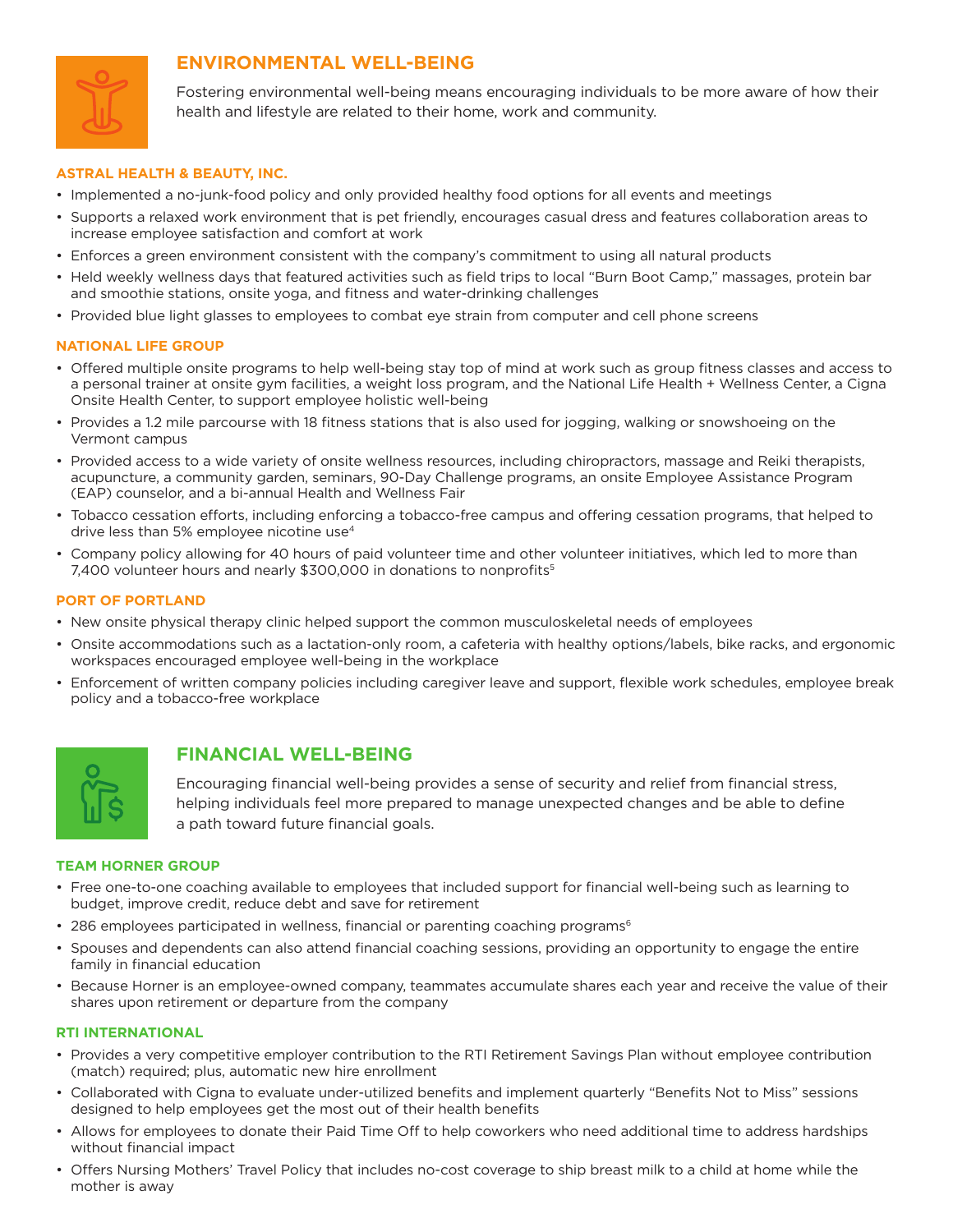## ENVIRONMENTAL WELL-BEING

Fostering environmental well-being means encouraging individuals to be more aware of how their health and lifestyle are related to their home, work and community.

### ASTRAL HEALTH & BEAUTY, INC.

- Implemented a no-junk-food policy and only provided healthy food options for all events and meetings
- Supports a relaxed work environment that is pet friendly, encourages casual dress and features collaboration areas to increase employee satisfaction and comfort at work
- Enforces a green environment consistent with the company's commitment to using all natural products
- Held weekly wellness days that featured activities such as field trips to local "Burn Boot Camp," massages, protein bar and smoothie stations, onsite yoga, and fitness and water-drinking challenges
- Provided blue light glasses to employees to combat eye strain from computer and cell phone screens

### NATIONAL LIFE GROUP

- Offered multiple onsite programs to help well-being stay top of mind at work such as group fitness classes and access to a personal trainer at onsite gym facilities, a weight loss program, and the National Life Health + Wellness Center, a Cigna Onsite Health Center, to support employee holistic well-being
- Provides a 1.2 mile parcourse with 18 fitness stations that is also used for jogging, walking or snowshoeing on the Vermont campus
- Provided access to a wide variety of onsite wellness resources, including chiropractors, massage and Reiki therapists, acupuncture, a community garden, seminars, 90-Day Challenge programs, an onsite Employee Assistance Program (EAP) counselor, and a bi-annual Health and Wellness Fair
- Tobacco cessation efforts, including enforcing a tobacco-free campus and offering cessation programs, that helped to drive less than 5% employee nicotine use[4]
- Company policy allowing for 40 hours of paid volunteer time and other volunteer initiatives, which led to more than 7,400 volunteer hours and nearly $300,000 in donations to nonprofits[5]

### PORT OF PORTLAND

- New onsite physical therapy clinic helped support the common musculoskeletal needs of employees
- Onsite accommodations such as a lactation-only room, a cafeteria with healthy options/labels, bike racks, and ergonomic workspaces encouraged employee well-being in the workplace
- Enforcement of written company policies including caregiver leave and support, flexible work schedules, employee break policy and a tobacco-free workplace

## FINANCIAL WELL-BEING

Encouraging financial well-being provides a sense of security and relief from financial stress, helping individuals feel more prepared to manage unexpected changes and be able to define a path toward future financial goals.

### TEAM HORNER GROUP

- Free one-to-one coaching available to employees that included support for financial well-being such as learning to budget, improve credit, reduce debt and save for retirement
- 286 employees participated in wellness, financial or parenting coaching programs[6]
- Spouses and dependents can also attend financial coaching sessions, providing an opportunity to engage the entire family in financial education
- Because Horner is an employee-owned company, teammates accumulate shares each year and receive the value of their shares upon retirement or departure from the company

### RTI INTERNATIONAL

- Provides a very competitive employer contribution to the RTI Retirement Savings Plan without employee contribution (match) required; plus, automatic new hire enrollment
- Collaborated with Cigna to evaluate under-utilized benefits and implement quarterly "Benefits Not to Miss" sessions designed to help employees get the most out of their health benefits
- Allows for employees to donate their Paid Time Off to help coworkers who need additional time to address hardships without financial impact
- Offers Nursing Mothers' Travel Policy that includes no-cost coverage to ship breast milk to a child at home while the mother is away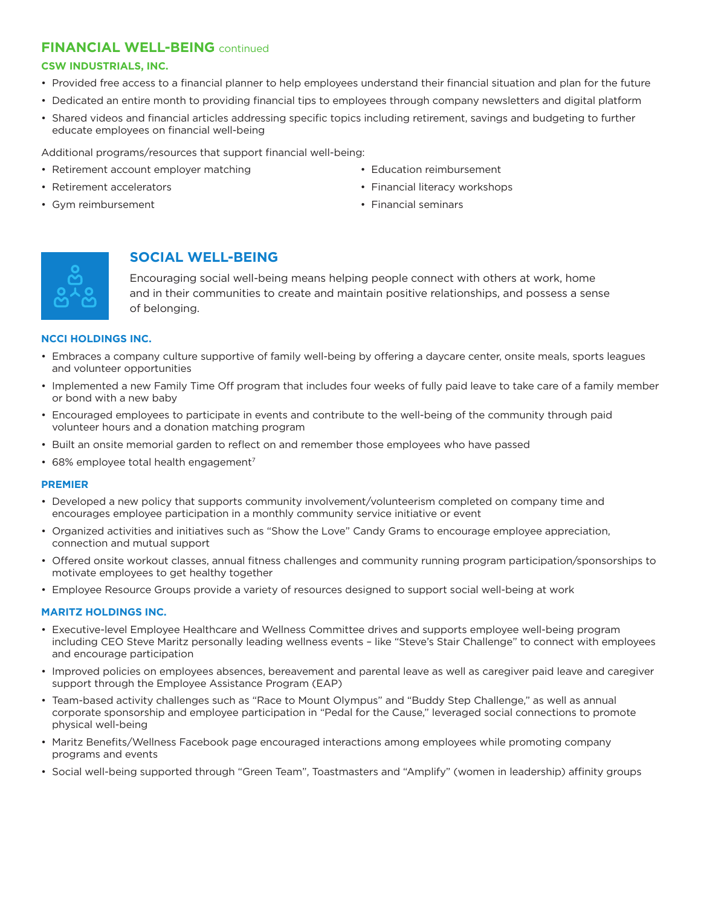## FINANCIAL WELL-BEING continued

### CSW INDUSTRIALS, INC.

- Provided free access to a financial planner to help employees understand their financial situation and plan for the future
- Dedicated an entire month to providing financial tips to employees through company newsletters and digital platform
- Shared videos and financial articles addressing specific topics including retirement, savings and budgeting to further educate employees on financial well-being

Additional programs/resources that support financial well-being:

- Retirement account employer matching
- Retirement accelerators
- Gym reimbursement
- Education reimbursement
- Financial literacy workshops
- Financial seminars

## SOCIAL WELL-BEING

Encouraging social well-being means helping people connect with others at work, home and in their communities to create and maintain positive relationships, and possess a sense of belonging.

### NCCI HOLDINGS INC.

- Embraces a company culture supportive of family well-being by offering a daycare center, onsite meals, sports leagues and volunteer opportunities
- Implemented a new Family Time Off program that includes four weeks of fully paid leave to take care of a family member or bond with a new baby
- Encouraged employees to participate in events and contribute to the well-being of the community through paid volunteer hours and a donation matching program
- Built an onsite memorial garden to reflect on and remember those employees who have passed
- 68% employee total health engagement[7]

### PREMIER

- Developed a new policy that supports community involvement/volunteerism completed on company time and encourages employee participation in a monthly community service initiative or event
- Organized activities and initiatives such as "Show the Love" Candy Grams to encourage employee appreciation, connection and mutual support
- Offered onsite workout classes, annual fitness challenges and community running program participation/sponsorships to motivate employees to get healthy together
- Employee Resource Groups provide a variety of resources designed to support social well-being at work

### MARITZ HOLDINGS INC.

- Executive-level Employee Healthcare and Wellness Committee drives and supports employee well-being program including CEO Steve Maritz personally leading wellness events – like "Steve's Stair Challenge" to connect with employees and encourage participation
- Improved policies on employees absences, bereavement and parental leave as well as caregiver paid leave and caregiver support through the Employee Assistance Program (EAP)
- Team-based activity challenges such as "Race to Mount Olympus" and "Buddy Step Challenge," as well as annual corporate sponsorship and employee participation in "Pedal for the Cause," leveraged social connections to promote physical well-being
- Maritz Benefits/Wellness Facebook page encouraged interactions among employees while promoting company programs and events
- Social well-being supported through "Green Team", Toastmasters and "Amplify" (women in leadership) affinity groups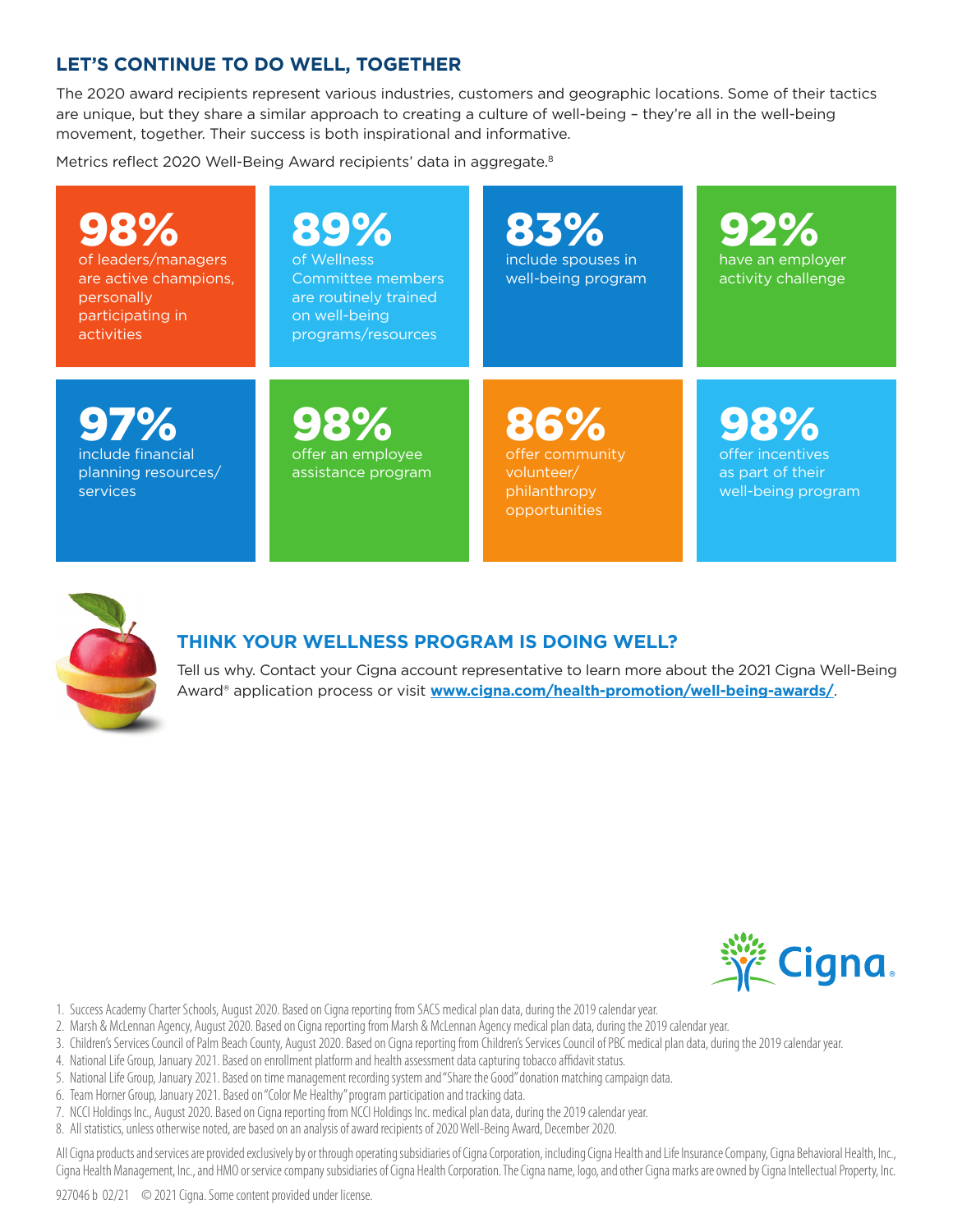## LET'S CONTINUE TO DO WELL, TOGETHER

The 2020 award recipients represent various industries, customers and geographic locations. Some of their tactics are unique, but they share a similar approach to creating a culture of well-being – they're all in the well-being movement, together. Their success is both inspirational and informative.

Metrics reflect 2020 Well-Being Award recipients' data in aggregate.[8]

**98%** of leaders/managers are active champions, personally participating in activities

**89%** of Wellness Committee members are routinely trained on well-being programs/resources

**83%** include spouses in well-being program

**92%** have an employer activity challenge

**97%** include financial planning resources/services

**98%** offer an employee assistance program

**86%** offer community volunteer/philanthropy opportunities

**98%** offer incentives as part of their well-being program

## THINK YOUR WELLNESS PROGRAM IS DOING WELL?

Tell us why. Contact your Cigna account representative to learn more about the 2021 Cigna Well-Being Award® application process or visit **www.cigna.com/health-promotion/well-being-awards/**.

1. Success Academy Charter Schools, August 2020. Based on Cigna reporting from SACS medical plan data, during the 2019 calendar year.
2. Marsh & McLennan Agency, August 2020. Based on Cigna reporting from Marsh & McLennan Agency medical plan data, during the 2019 calendar year.
3. Children's Services Council of Palm Beach County, August 2020. Based on Cigna reporting from Children's Services Council of PBC medical plan data, during the 2019 calendar year.
4. National Life Group, January 2021. Based on enrollment platform and health assessment data capturing tobacco affidavit status.
5. National Life Group, January 2021. Based on time management recording system and "Share the Good" donation matching campaign data.
6. Team Horner Group, January 2021. Based on "Color Me Healthy" program participation and tracking data.
7. NCCI Holdings Inc., August 2020. Based on Cigna reporting from NCCI Holdings Inc. medical plan data, during the 2019 calendar year.
8. All statistics, unless otherwise noted, are based on an analysis of award recipients of 2020 Well-Being Award, December 2020.

All Cigna products and services are provided exclusively by or through operating subsidiaries of Cigna Corporation, including Cigna Health and Life Insurance Company, Cigna Behavioral Health, Inc., Cigna Health Management, Inc., and HMO or service company subsidiaries of Cigna Health Corporation. The Cigna name, logo, and other Cigna marks are owned by Cigna Intellectual Property, Inc.

927046 b 02/21 © 2021 Cigna. Some content provided under license.